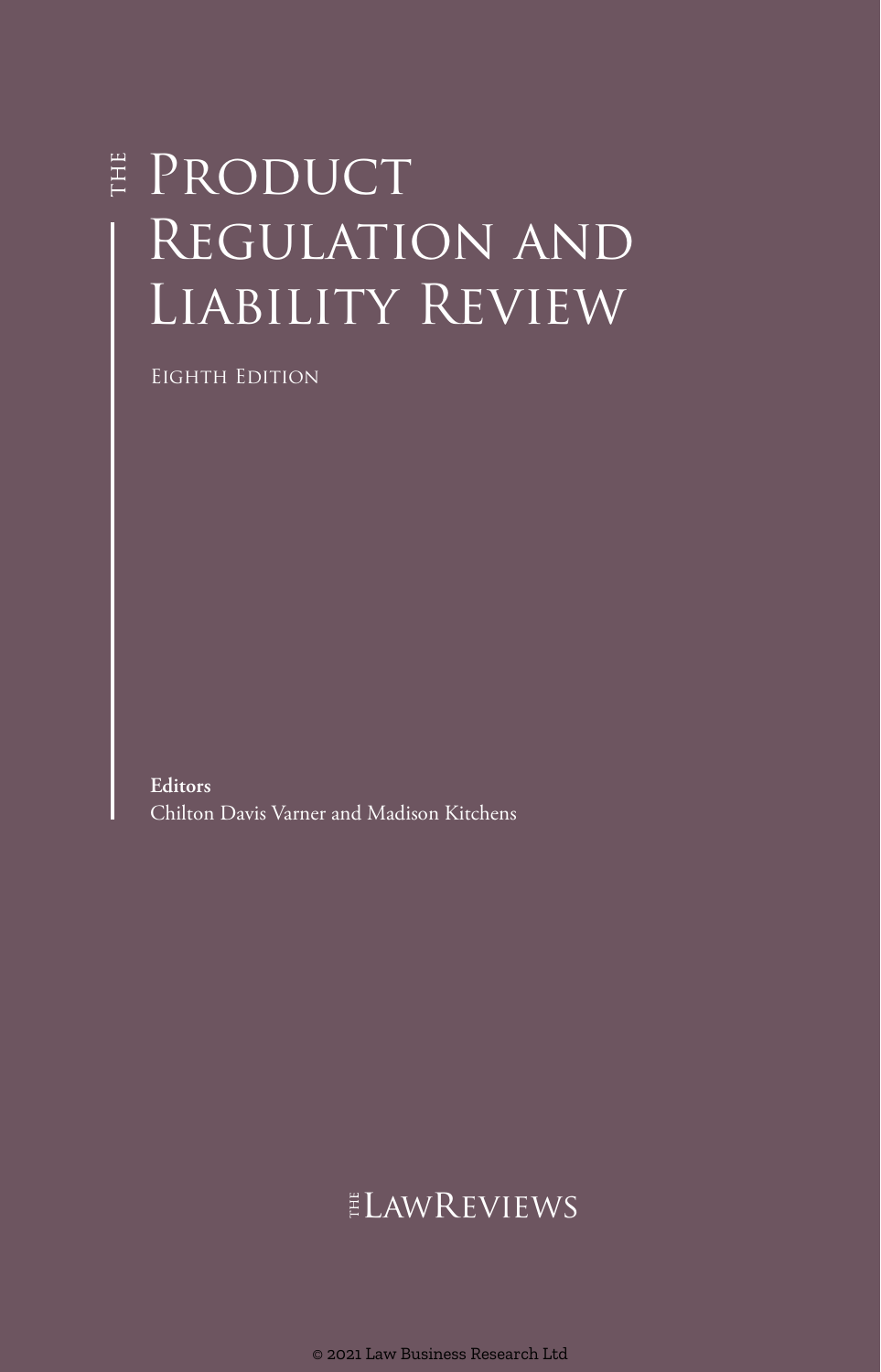# The Product Regulation and Liability Review

Eighth Edition

**Editors**

Chilton Davis Varner and Madison Kitchens

The LawReviews

© 2021 Law Business Research Ltd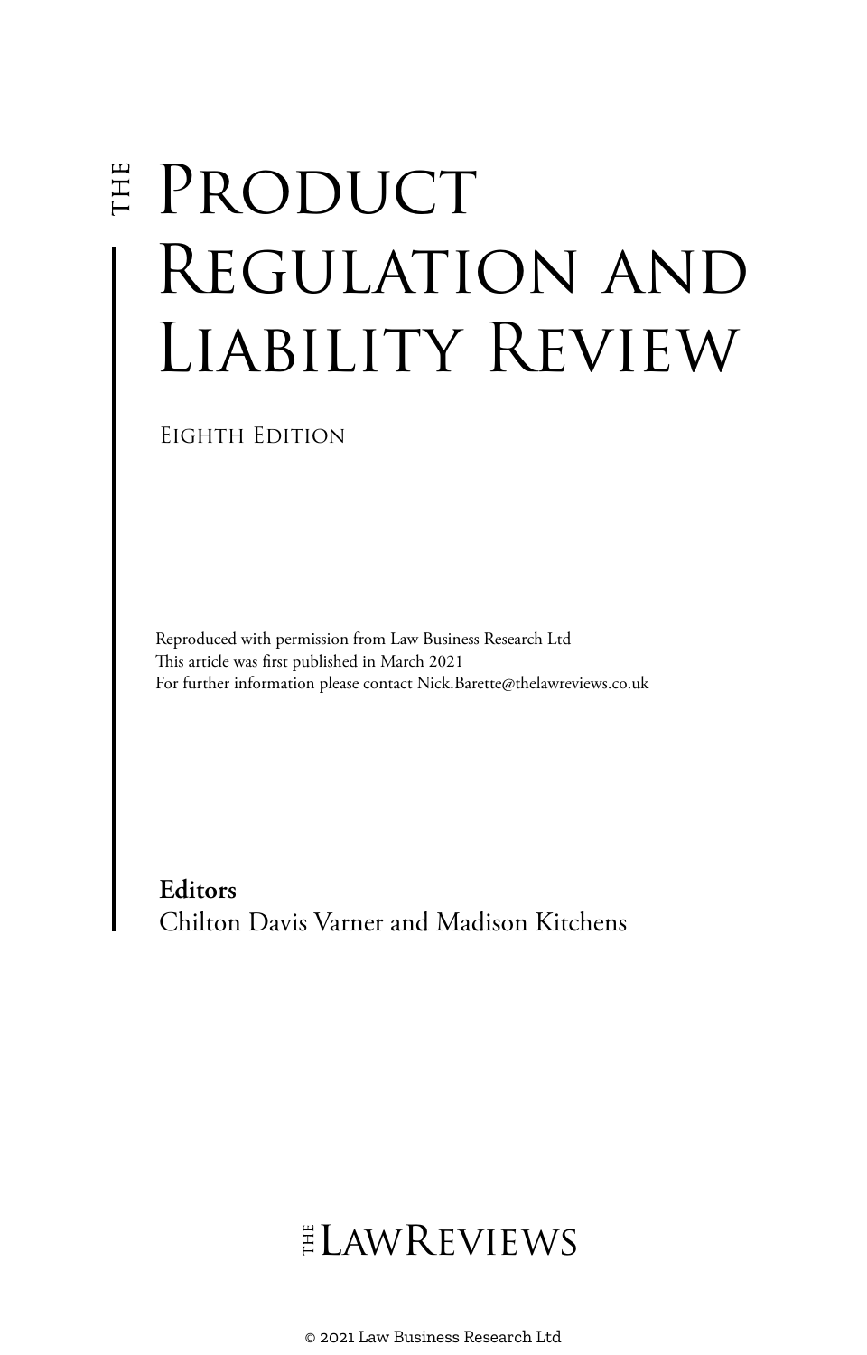# THE Product Regulation and Liability Review

Eighth Edition

Reproduced with permission from Law Business Research Ltd
This article was first published in March 2021
For further information please contact Nick.Barette@thelawreviews.co.uk

**Editors**
Chilton Davis Varner and Madison Kitchens

THE LAWREVIEWS

© 2021 Law Business Research Ltd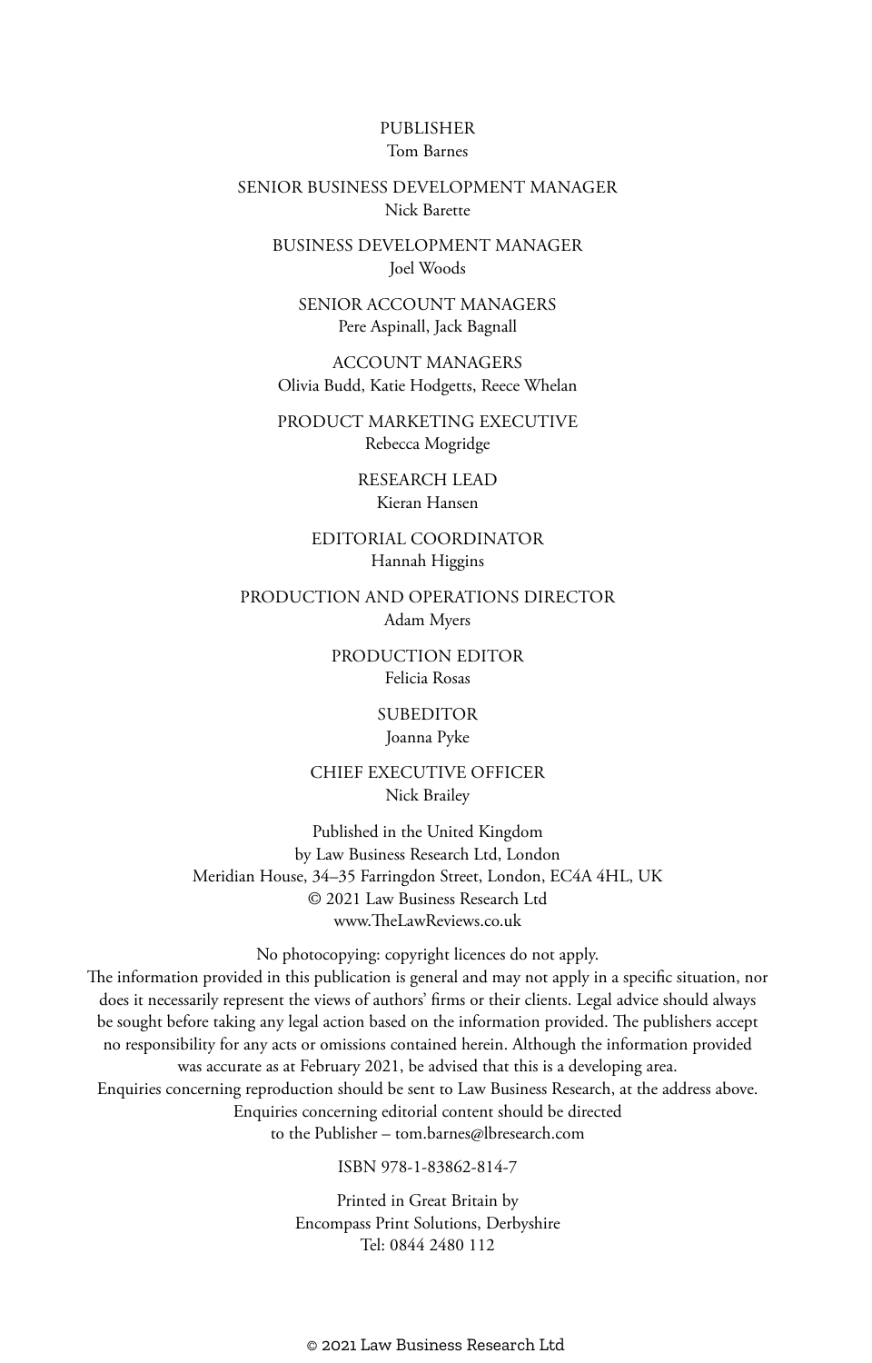PUBLISHER
Tom Barnes

SENIOR BUSINESS DEVELOPMENT MANAGER
Nick Barette

BUSINESS DEVELOPMENT MANAGER
Joel Woods

SENIOR ACCOUNT MANAGERS
Pere Aspinall, Jack Bagnall

ACCOUNT MANAGERS
Olivia Budd, Katie Hodgetts, Reece Whelan

PRODUCT MARKETING EXECUTIVE
Rebecca Mogridge

RESEARCH LEAD
Kieran Hansen

EDITORIAL COORDINATOR
Hannah Higgins

PRODUCTION AND OPERATIONS DIRECTOR
Adam Myers

PRODUCTION EDITOR
Felicia Rosas

SUBEDITOR
Joanna Pyke

CHIEF EXECUTIVE OFFICER
Nick Brailey

Published in the United Kingdom
by Law Business Research Ltd, London
Meridian House, 34–35 Farringdon Street, London, EC4A 4HL, UK
© 2021 Law Business Research Ltd
www.TheLawReviews.co.uk

No photocopying: copyright licences do not apply.
The information provided in this publication is general and may not apply in a specific situation, nor does it necessarily represent the views of authors' firms or their clients. Legal advice should always be sought before taking any legal action based on the information provided. The publishers accept no responsibility for any acts or omissions contained herein. Although the information provided was accurate as at February 2021, be advised that this is a developing area.
Enquiries concerning reproduction should be sent to Law Business Research, at the address above.
Enquiries concerning editorial content should be directed
to the Publisher – tom.barnes@lbresearch.com

ISBN 978-1-83862-814-7

Printed in Great Britain by
Encompass Print Solutions, Derbyshire
Tel: 0844 2480 112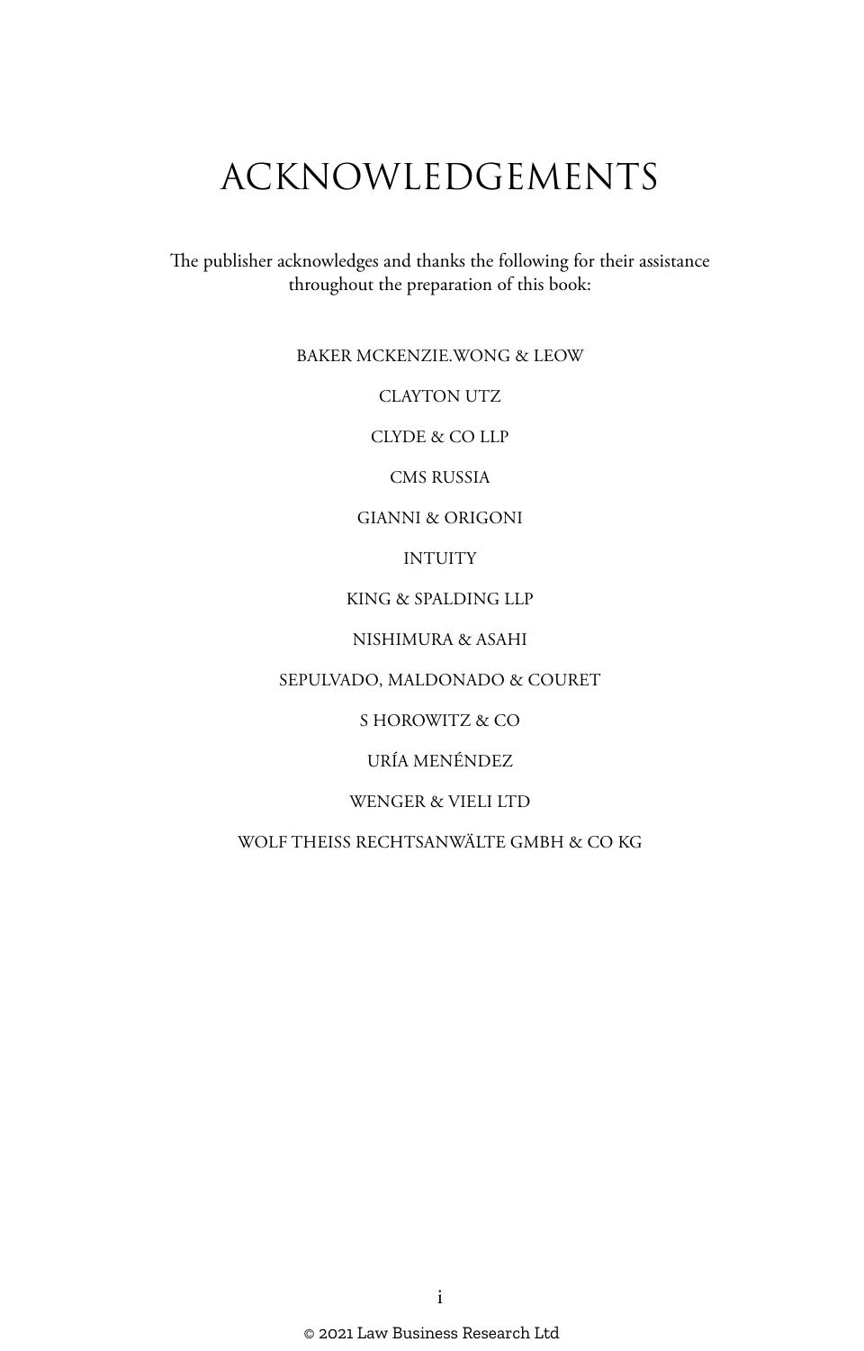# ACKNOWLEDGEMENTS

The publisher acknowledges and thanks the following for their assistance throughout the preparation of this book:

BAKER MCKENZIE.WONG & LEOW

CLAYTON UTZ

CLYDE & CO LLP

CMS RUSSIA

GIANNI & ORIGONI

INTUITY

KING & SPALDING LLP

NISHIMURA & ASAHI

SEPULVADO, MALDONADO & COURET

S HOROWITZ & CO

URÍA MENÉNDEZ

WENGER & VIELI LTD

WOLF THEISS RECHTSANWÄLTE GMBH & CO KG

© 2021 Law Business Research Ltd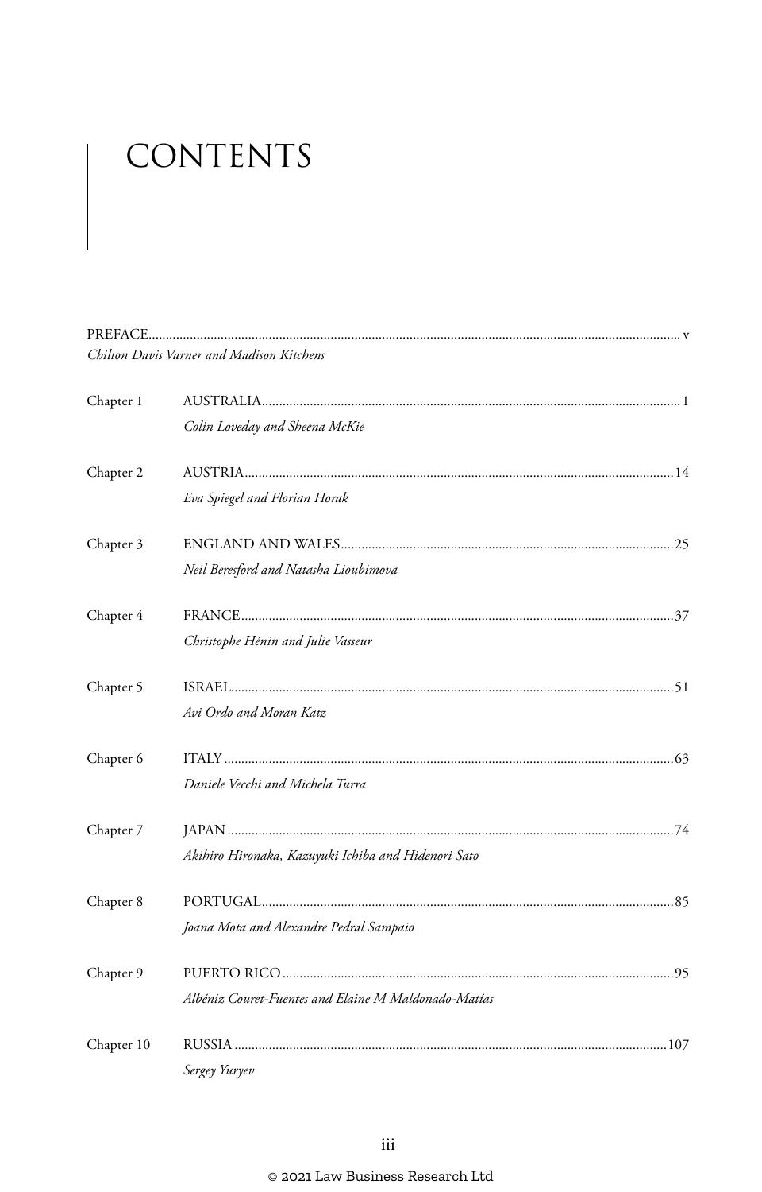# CONTENTS

PREFACE ..... v
*Chilton Davis Varner and Madison Kitchens*

Chapter 1 AUSTRALIA ..... 1
*Colin Loveday and Sheena McKie*

Chapter 2 AUSTRIA ..... 14
*Eva Spiegel and Florian Horak*

Chapter 3 ENGLAND AND WALES ..... 25
*Neil Beresford and Natasha Lioubimova*

Chapter 4 FRANCE ..... 37
*Christophe Hénin and Julie Vasseur*

Chapter 5 ISRAEL ..... 51
*Avi Ordo and Moran Katz*

Chapter 6 ITALY ..... 63
*Daniele Vecchi and Michela Turra*

Chapter 7 JAPAN ..... 74
*Akihiro Hironaka, Kazuyuki Ichiba and Hidenori Sato*

Chapter 8 PORTUGAL ..... 85
*Joana Mota and Alexandre Pedral Sampaio*

Chapter 9 PUERTO RICO ..... 95
*Albéniz Couret-Fuentes and Elaine M Maldonado-Matías*

Chapter 10 RUSSIA ..... 107
*Sergey Yuryev*

© 2021 Law Business Research Ltd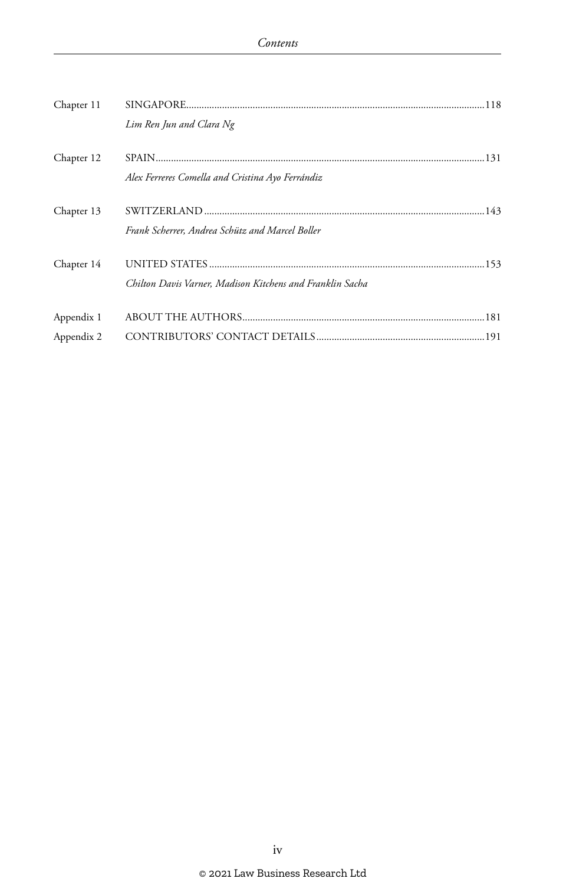Chapter 11 SINGAPORE....118

*Lim Ren Jun and Clara Ng*

Chapter 12 SPAIN....131

*Alex Ferreres Comella and Cristina Ayo Ferrándiz*

Chapter 13 SWITZERLAND....143

*Frank Scherrer, Andrea Schütz and Marcel Boller*

Chapter 14 UNITED STATES....153

*Chilton Davis Varner, Madison Kitchens and Franklin Sacha*

Appendix 1 ABOUT THE AUTHORS....181

Appendix 2 CONTRIBUTORS' CONTACT DETAILS....191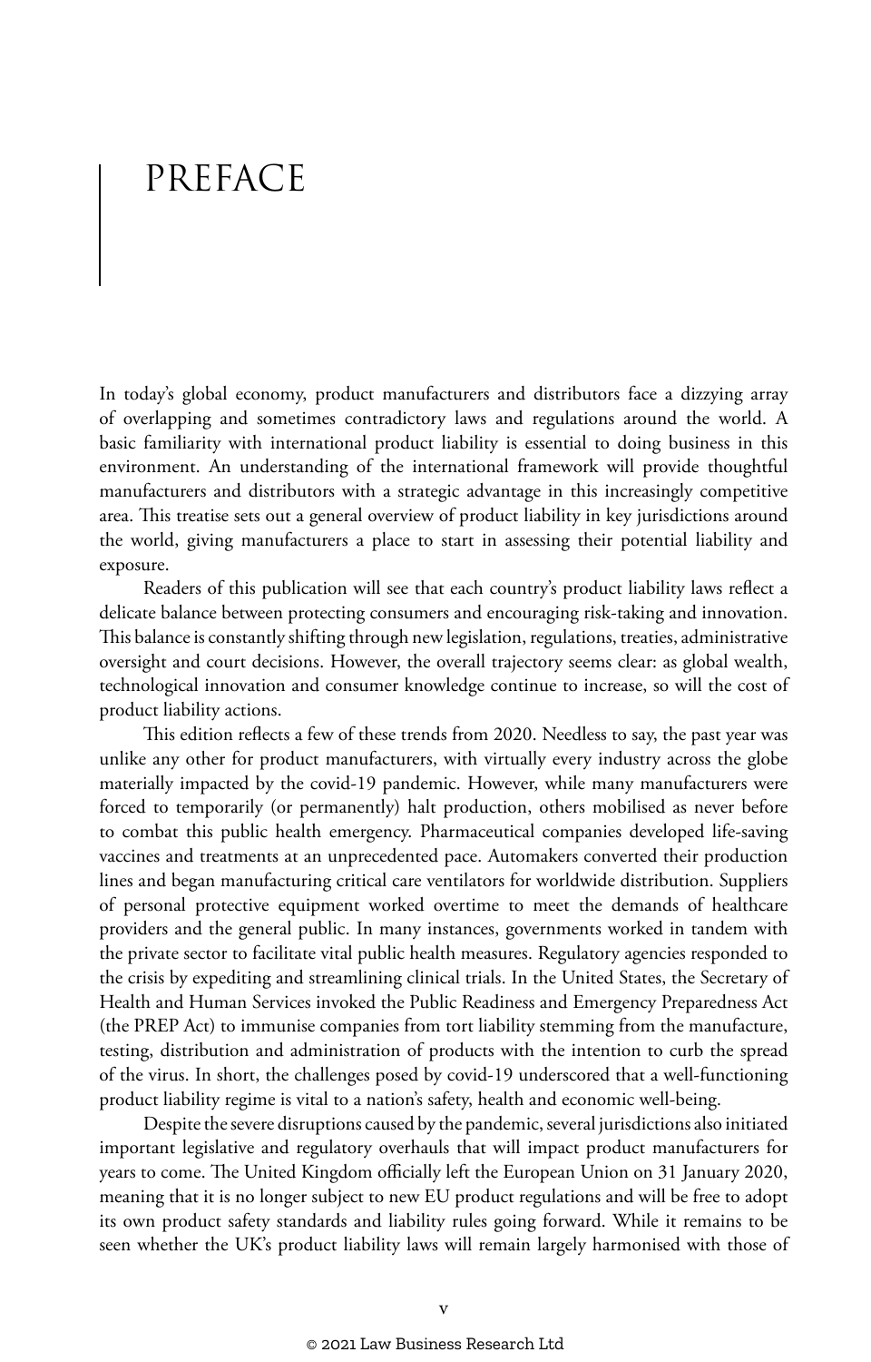# PREFACE

In today's global economy, product manufacturers and distributors face a dizzying array of overlapping and sometimes contradictory laws and regulations around the world. A basic familiarity with international product liability is essential to doing business in this environment. An understanding of the international framework will provide thoughtful manufacturers and distributors with a strategic advantage in this increasingly competitive area. This treatise sets out a general overview of product liability in key jurisdictions around the world, giving manufacturers a place to start in assessing their potential liability and exposure.

Readers of this publication will see that each country's product liability laws reflect a delicate balance between protecting consumers and encouraging risk-taking and innovation. This balance is constantly shifting through new legislation, regulations, treaties, administrative oversight and court decisions. However, the overall trajectory seems clear: as global wealth, technological innovation and consumer knowledge continue to increase, so will the cost of product liability actions.

This edition reflects a few of these trends from 2020. Needless to say, the past year was unlike any other for product manufacturers, with virtually every industry across the globe materially impacted by the covid-19 pandemic. However, while many manufacturers were forced to temporarily (or permanently) halt production, others mobilised as never before to combat this public health emergency. Pharmaceutical companies developed life-saving vaccines and treatments at an unprecedented pace. Automakers converted their production lines and began manufacturing critical care ventilators for worldwide distribution. Suppliers of personal protective equipment worked overtime to meet the demands of healthcare providers and the general public. In many instances, governments worked in tandem with the private sector to facilitate vital public health measures. Regulatory agencies responded to the crisis by expediting and streamlining clinical trials. In the United States, the Secretary of Health and Human Services invoked the Public Readiness and Emergency Preparedness Act (the PREP Act) to immunise companies from tort liability stemming from the manufacture, testing, distribution and administration of products with the intention to curb the spread of the virus. In short, the challenges posed by covid-19 underscored that a well-functioning product liability regime is vital to a nation's safety, health and economic well-being.

Despite the severe disruptions caused by the pandemic, several jurisdictions also initiated important legislative and regulatory overhauls that will impact product manufacturers for years to come. The United Kingdom officially left the European Union on 31 January 2020, meaning that it is no longer subject to new EU product regulations and will be free to adopt its own product safety standards and liability rules going forward. While it remains to be seen whether the UK's product liability laws will remain largely harmonised with those of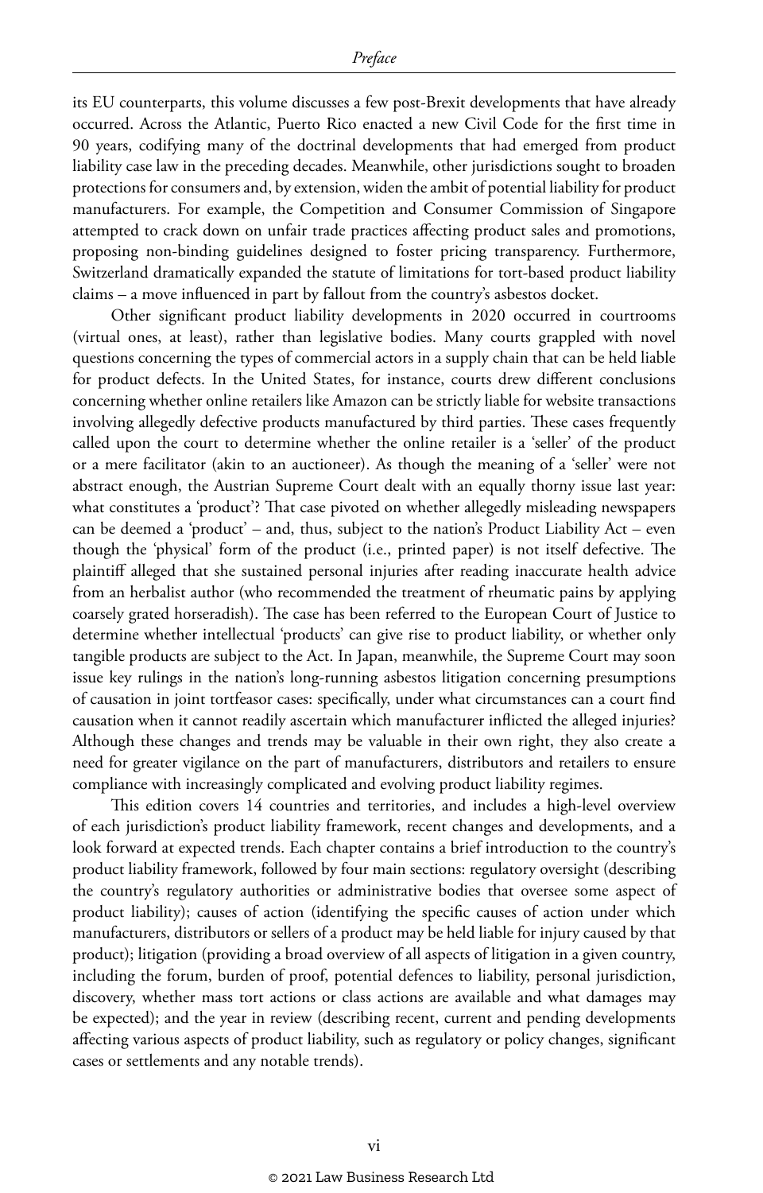its EU counterparts, this volume discusses a few post-Brexit developments that have already occurred. Across the Atlantic, Puerto Rico enacted a new Civil Code for the first time in 90 years, codifying many of the doctrinal developments that had emerged from product liability case law in the preceding decades. Meanwhile, other jurisdictions sought to broaden protections for consumers and, by extension, widen the ambit of potential liability for product manufacturers. For example, the Competition and Consumer Commission of Singapore attempted to crack down on unfair trade practices affecting product sales and promotions, proposing non-binding guidelines designed to foster pricing transparency. Furthermore, Switzerland dramatically expanded the statute of limitations for tort-based product liability claims – a move influenced in part by fallout from the country's asbestos docket.

Other significant product liability developments in 2020 occurred in courtrooms (virtual ones, at least), rather than legislative bodies. Many courts grappled with novel questions concerning the types of commercial actors in a supply chain that can be held liable for product defects. In the United States, for instance, courts drew different conclusions concerning whether online retailers like Amazon can be strictly liable for website transactions involving allegedly defective products manufactured by third parties. These cases frequently called upon the court to determine whether the online retailer is a 'seller' of the product or a mere facilitator (akin to an auctioneer). As though the meaning of a 'seller' were not abstract enough, the Austrian Supreme Court dealt with an equally thorny issue last year: what constitutes a 'product'? That case pivoted on whether allegedly misleading newspapers can be deemed a 'product' – and, thus, subject to the nation's Product Liability Act – even though the 'physical' form of the product (i.e., printed paper) is not itself defective. The plaintiff alleged that she sustained personal injuries after reading inaccurate health advice from an herbalist author (who recommended the treatment of rheumatic pains by applying coarsely grated horseradish). The case has been referred to the European Court of Justice to determine whether intellectual 'products' can give rise to product liability, or whether only tangible products are subject to the Act. In Japan, meanwhile, the Supreme Court may soon issue key rulings in the nation's long-running asbestos litigation concerning presumptions of causation in joint tortfeasor cases: specifically, under what circumstances can a court find causation when it cannot readily ascertain which manufacturer inflicted the alleged injuries? Although these changes and trends may be valuable in their own right, they also create a need for greater vigilance on the part of manufacturers, distributors and retailers to ensure compliance with increasingly complicated and evolving product liability regimes.

This edition covers 14 countries and territories, and includes a high-level overview of each jurisdiction's product liability framework, recent changes and developments, and a look forward at expected trends. Each chapter contains a brief introduction to the country's product liability framework, followed by four main sections: regulatory oversight (describing the country's regulatory authorities or administrative bodies that oversee some aspect of product liability); causes of action (identifying the specific causes of action under which manufacturers, distributors or sellers of a product may be held liable for injury caused by that product); litigation (providing a broad overview of all aspects of litigation in a given country, including the forum, burden of proof, potential defences to liability, personal jurisdiction, discovery, whether mass tort actions or class actions are available and what damages may be expected); and the year in review (describing recent, current and pending developments affecting various aspects of product liability, such as regulatory or policy changes, significant cases or settlements and any notable trends).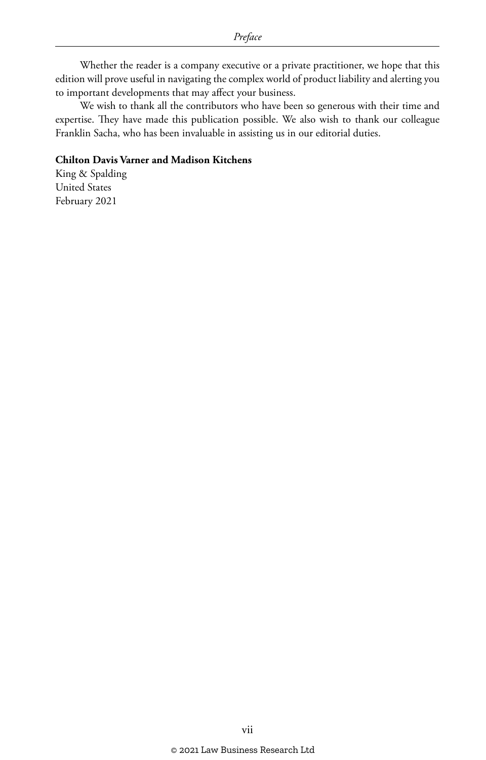Whether the reader is a company executive or a private practitioner, we hope that this edition will prove useful in navigating the complex world of product liability and alerting you to important developments that may affect your business.

We wish to thank all the contributors who have been so generous with their time and expertise. They have made this publication possible. We also wish to thank our colleague Franklin Sacha, who has been invaluable in assisting us in our editorial duties.

**Chilton Davis Varner and Madison Kitchens**
King & Spalding
United States
February 2021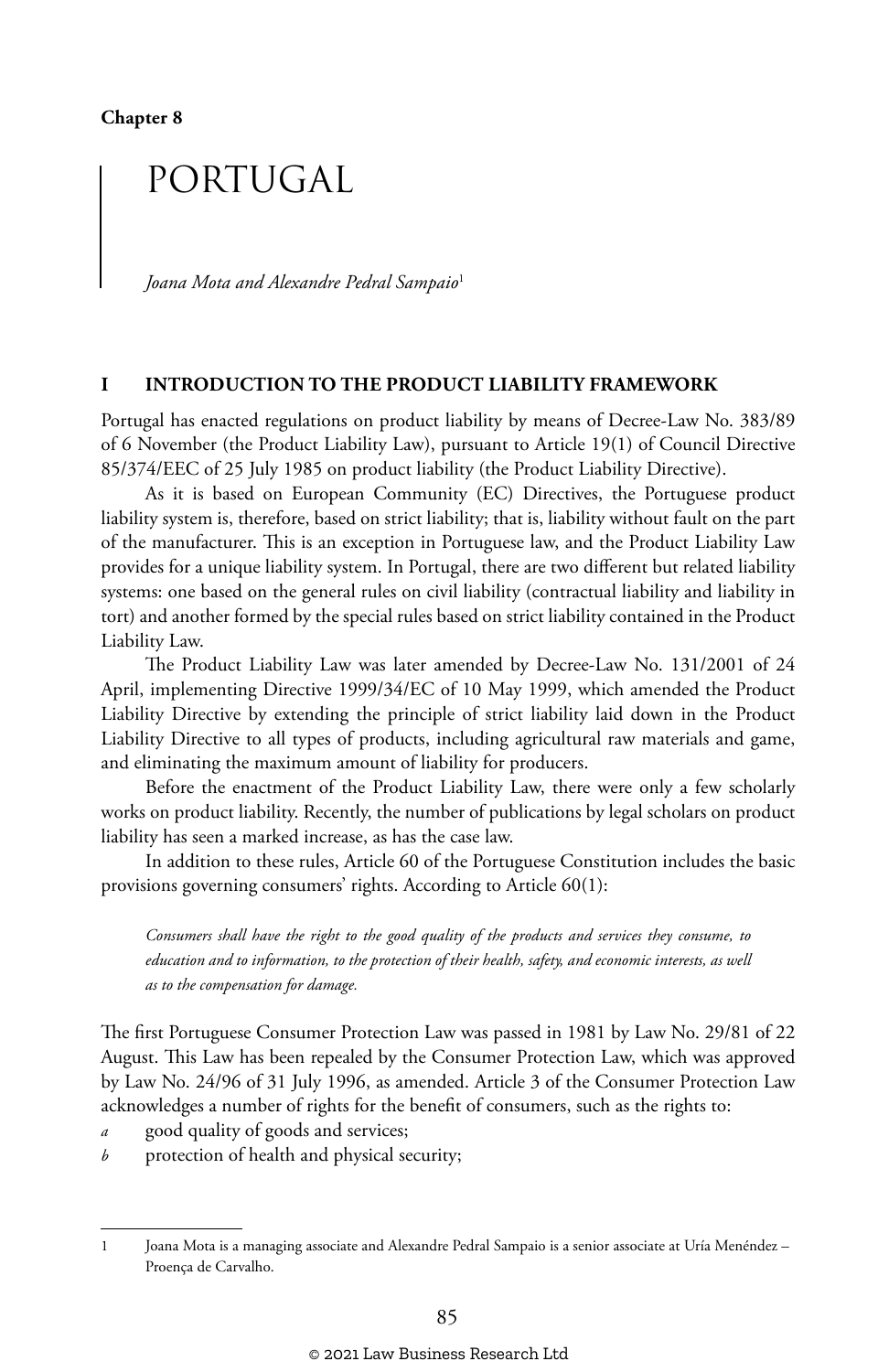Chapter 8

# PORTUGAL

*Joana Mota and Alexandre Pedral Sampaio*[1]

## I INTRODUCTION TO THE PRODUCT LIABILITY FRAMEWORK

Portugal has enacted regulations on product liability by means of Decree-Law No. 383/89 of 6 November (the Product Liability Law), pursuant to Article 19(1) of Council Directive 85/374/EEC of 25 July 1985 on product liability (the Product Liability Directive).

As it is based on European Community (EC) Directives, the Portuguese product liability system is, therefore, based on strict liability; that is, liability without fault on the part of the manufacturer. This is an exception in Portuguese law, and the Product Liability Law provides for a unique liability system. In Portugal, there are two different but related liability systems: one based on the general rules on civil liability (contractual liability and liability in tort) and another formed by the special rules based on strict liability contained in the Product Liability Law.

The Product Liability Law was later amended by Decree-Law No. 131/2001 of 24 April, implementing Directive 1999/34/EC of 10 May 1999, which amended the Product Liability Directive by extending the principle of strict liability laid down in the Product Liability Directive to all types of products, including agricultural raw materials and game, and eliminating the maximum amount of liability for producers.

Before the enactment of the Product Liability Law, there were only a few scholarly works on product liability. Recently, the number of publications by legal scholars on product liability has seen a marked increase, as has the case law.

In addition to these rules, Article 60 of the Portuguese Constitution includes the basic provisions governing consumers' rights. According to Article 60(1):

> *Consumers shall have the right to the good quality of the products and services they consume, to education and to information, to the protection of their health, safety, and economic interests, as well as to the compensation for damage.*

The first Portuguese Consumer Protection Law was passed in 1981 by Law No. 29/81 of 22 August. This Law has been repealed by the Consumer Protection Law, which was approved by Law No. 24/96 of 31 July 1996, as amended. Article 3 of the Consumer Protection Law acknowledges a number of rights for the benefit of consumers, such as the rights to:

*a* good quality of goods and services;

*b* protection of health and physical security;

---

1 Joana Mota is a managing associate and Alexandre Pedral Sampaio is a senior associate at Uría Menéndez – Proença de Carvalho.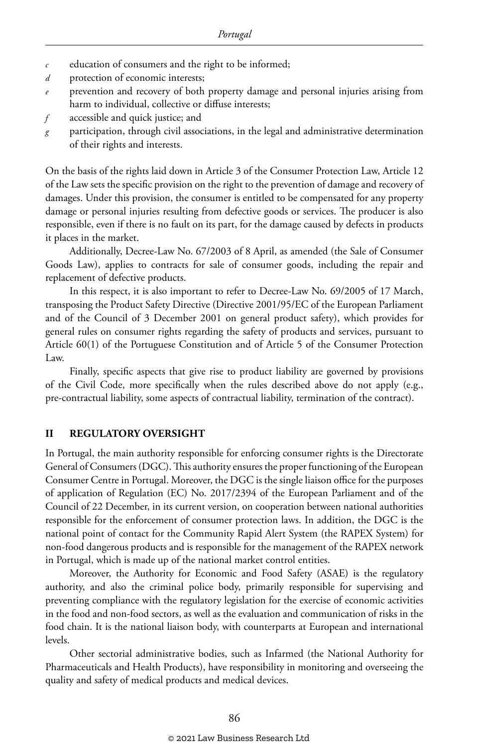*c* education of consumers and the right to be informed;

*d* protection of economic interests;

*e* prevention and recovery of both property damage and personal injuries arising from harm to individual, collective or diffuse interests;

*f* accessible and quick justice; and

*g* participation, through civil associations, in the legal and administrative determination of their rights and interests.

On the basis of the rights laid down in Article 3 of the Consumer Protection Law, Article 12 of the Law sets the specific provision on the right to the prevention of damage and recovery of damages. Under this provision, the consumer is entitled to be compensated for any property damage or personal injuries resulting from defective goods or services. The producer is also responsible, even if there is no fault on its part, for the damage caused by defects in products it places in the market.

Additionally, Decree-Law No. 67/2003 of 8 April, as amended (the Sale of Consumer Goods Law), applies to contracts for sale of consumer goods, including the repair and replacement of defective products.

In this respect, it is also important to refer to Decree-Law No. 69/2005 of 17 March, transposing the Product Safety Directive (Directive 2001/95/EC of the European Parliament and of the Council of 3 December 2001 on general product safety), which provides for general rules on consumer rights regarding the safety of products and services, pursuant to Article 60(1) of the Portuguese Constitution and of Article 5 of the Consumer Protection Law.

Finally, specific aspects that give rise to product liability are governed by provisions of the Civil Code, more specifically when the rules described above do not apply (e.g., pre-contractual liability, some aspects of contractual liability, termination of the contract).

## II REGULATORY OVERSIGHT

In Portugal, the main authority responsible for enforcing consumer rights is the Directorate General of Consumers (DGC). This authority ensures the proper functioning of the European Consumer Centre in Portugal. Moreover, the DGC is the single liaison office for the purposes of application of Regulation (EC) No. 2017/2394 of the European Parliament and of the Council of 22 December, in its current version, on cooperation between national authorities responsible for the enforcement of consumer protection laws. In addition, the DGC is the national point of contact for the Community Rapid Alert System (the RAPEX System) for non-food dangerous products and is responsible for the management of the RAPEX network in Portugal, which is made up of the national market control entities.

Moreover, the Authority for Economic and Food Safety (ASAE) is the regulatory authority, and also the criminal police body, primarily responsible for supervising and preventing compliance with the regulatory legislation for the exercise of economic activities in the food and non-food sectors, as well as the evaluation and communication of risks in the food chain. It is the national liaison body, with counterparts at European and international levels.

Other sectorial administrative bodies, such as Infarmed (the National Authority for Pharmaceuticals and Health Products), have responsibility in monitoring and overseeing the quality and safety of medical products and medical devices.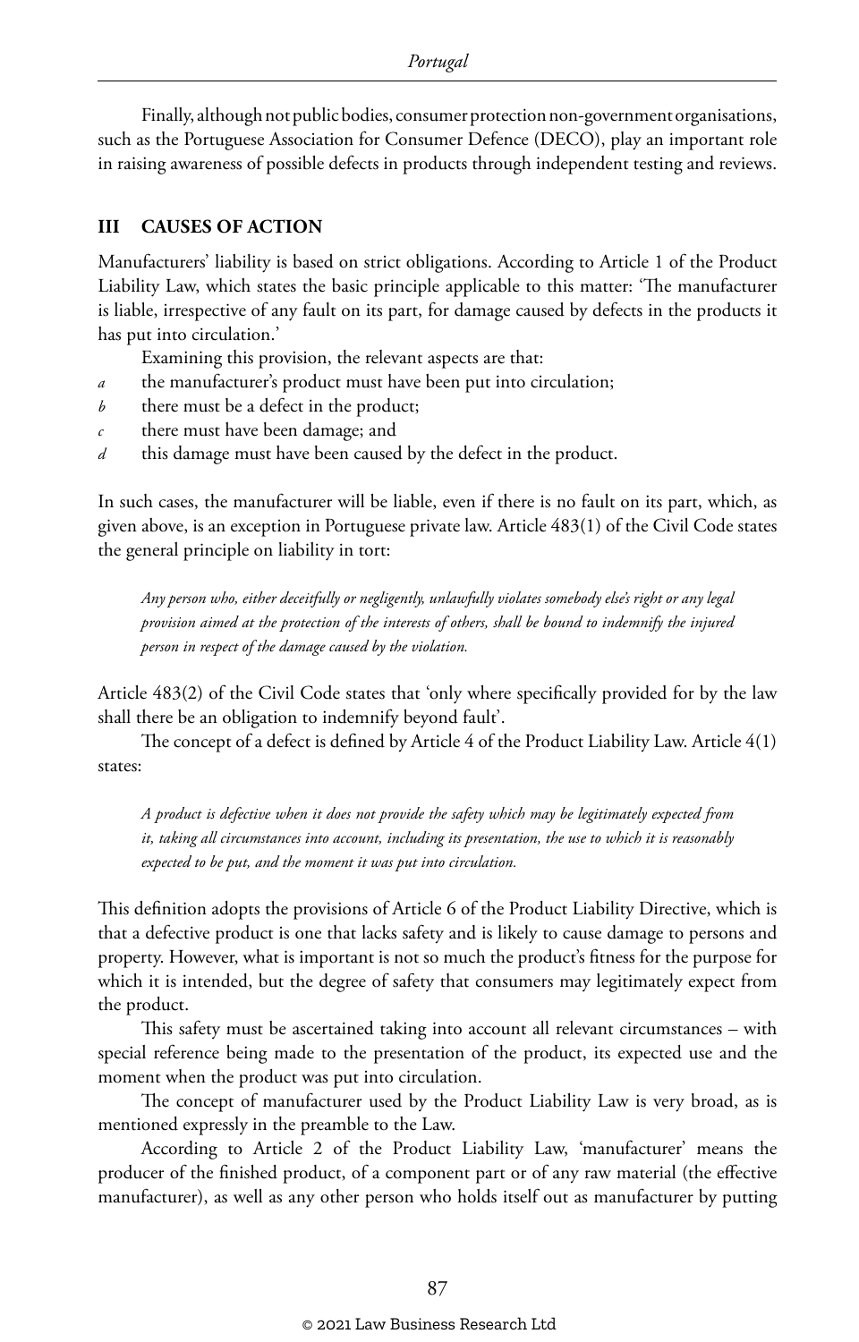Finally, although not public bodies, consumer protection non-government organisations, such as the Portuguese Association for Consumer Defence (DECO), play an important role in raising awareness of possible defects in products through independent testing and reviews.

## III CAUSES OF ACTION

Manufacturers' liability is based on strict obligations. According to Article 1 of the Product Liability Law, which states the basic principle applicable to this matter: 'The manufacturer is liable, irrespective of any fault on its part, for damage caused by defects in the products it has put into circulation.'

Examining this provision, the relevant aspects are that:

*a* the manufacturer's product must have been put into circulation;
*b* there must be a defect in the product;
*c* there must have been damage; and
*d* this damage must have been caused by the defect in the product.

In such cases, the manufacturer will be liable, even if there is no fault on its part, which, as given above, is an exception in Portuguese private law. Article 483(1) of the Civil Code states the general principle on liability in tort:

> *Any person who, either deceitfully or negligently, unlawfully violates somebody else's right or any legal provision aimed at the protection of the interests of others, shall be bound to indemnify the injured person in respect of the damage caused by the violation.*

Article 483(2) of the Civil Code states that 'only where specifically provided for by the law shall there be an obligation to indemnify beyond fault'.

The concept of a defect is defined by Article 4 of the Product Liability Law. Article 4(1) states:

> *A product is defective when it does not provide the safety which may be legitimately expected from it, taking all circumstances into account, including its presentation, the use to which it is reasonably expected to be put, and the moment it was put into circulation.*

This definition adopts the provisions of Article 6 of the Product Liability Directive, which is that a defective product is one that lacks safety and is likely to cause damage to persons and property. However, what is important is not so much the product's fitness for the purpose for which it is intended, but the degree of safety that consumers may legitimately expect from the product.

This safety must be ascertained taking into account all relevant circumstances – with special reference being made to the presentation of the product, its expected use and the moment when the product was put into circulation.

The concept of manufacturer used by the Product Liability Law is very broad, as is mentioned expressly in the preamble to the Law.

According to Article 2 of the Product Liability Law, 'manufacturer' means the producer of the finished product, of a component part or of any raw material (the effective manufacturer), as well as any other person who holds itself out as manufacturer by putting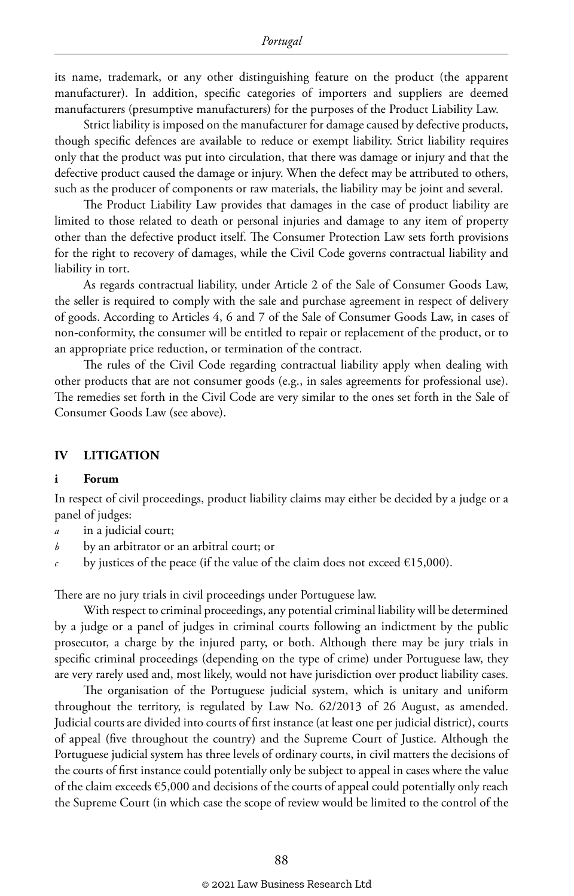its name, trademark, or any other distinguishing feature on the product (the apparent manufacturer). In addition, specific categories of importers and suppliers are deemed manufacturers (presumptive manufacturers) for the purposes of the Product Liability Law.

Strict liability is imposed on the manufacturer for damage caused by defective products, though specific defences are available to reduce or exempt liability. Strict liability requires only that the product was put into circulation, that there was damage or injury and that the defective product caused the damage or injury. When the defect may be attributed to others, such as the producer of components or raw materials, the liability may be joint and several.

The Product Liability Law provides that damages in the case of product liability are limited to those related to death or personal injuries and damage to any item of property other than the defective product itself. The Consumer Protection Law sets forth provisions for the right to recovery of damages, while the Civil Code governs contractual liability and liability in tort.

As regards contractual liability, under Article 2 of the Sale of Consumer Goods Law, the seller is required to comply with the sale and purchase agreement in respect of delivery of goods. According to Articles 4, 6 and 7 of the Sale of Consumer Goods Law, in cases of non-conformity, the consumer will be entitled to repair or replacement of the product, or to an appropriate price reduction, or termination of the contract.

The rules of the Civil Code regarding contractual liability apply when dealing with other products that are not consumer goods (e.g., in sales agreements for professional use). The remedies set forth in the Civil Code are very similar to the ones set forth in the Sale of Consumer Goods Law (see above).

## IV LITIGATION

### i Forum

In respect of civil proceedings, product liability claims may either be decided by a judge or a panel of judges:

*a* in a judicial court;

*b* by an arbitrator or an arbitral court; or

*c* by justices of the peace (if the value of the claim does not exceed €15,000).

There are no jury trials in civil proceedings under Portuguese law.

With respect to criminal proceedings, any potential criminal liability will be determined by a judge or a panel of judges in criminal courts following an indictment by the public prosecutor, a charge by the injured party, or both. Although there may be jury trials in specific criminal proceedings (depending on the type of crime) under Portuguese law, they are very rarely used and, most likely, would not have jurisdiction over product liability cases.

The organisation of the Portuguese judicial system, which is unitary and uniform throughout the territory, is regulated by Law No. 62/2013 of 26 August, as amended. Judicial courts are divided into courts of first instance (at least one per judicial district), courts of appeal (five throughout the country) and the Supreme Court of Justice. Although the Portuguese judicial system has three levels of ordinary courts, in civil matters the decisions of the courts of first instance could potentially only be subject to appeal in cases where the value of the claim exceeds €5,000 and decisions of the courts of appeal could potentially only reach the Supreme Court (in which case the scope of review would be limited to the control of the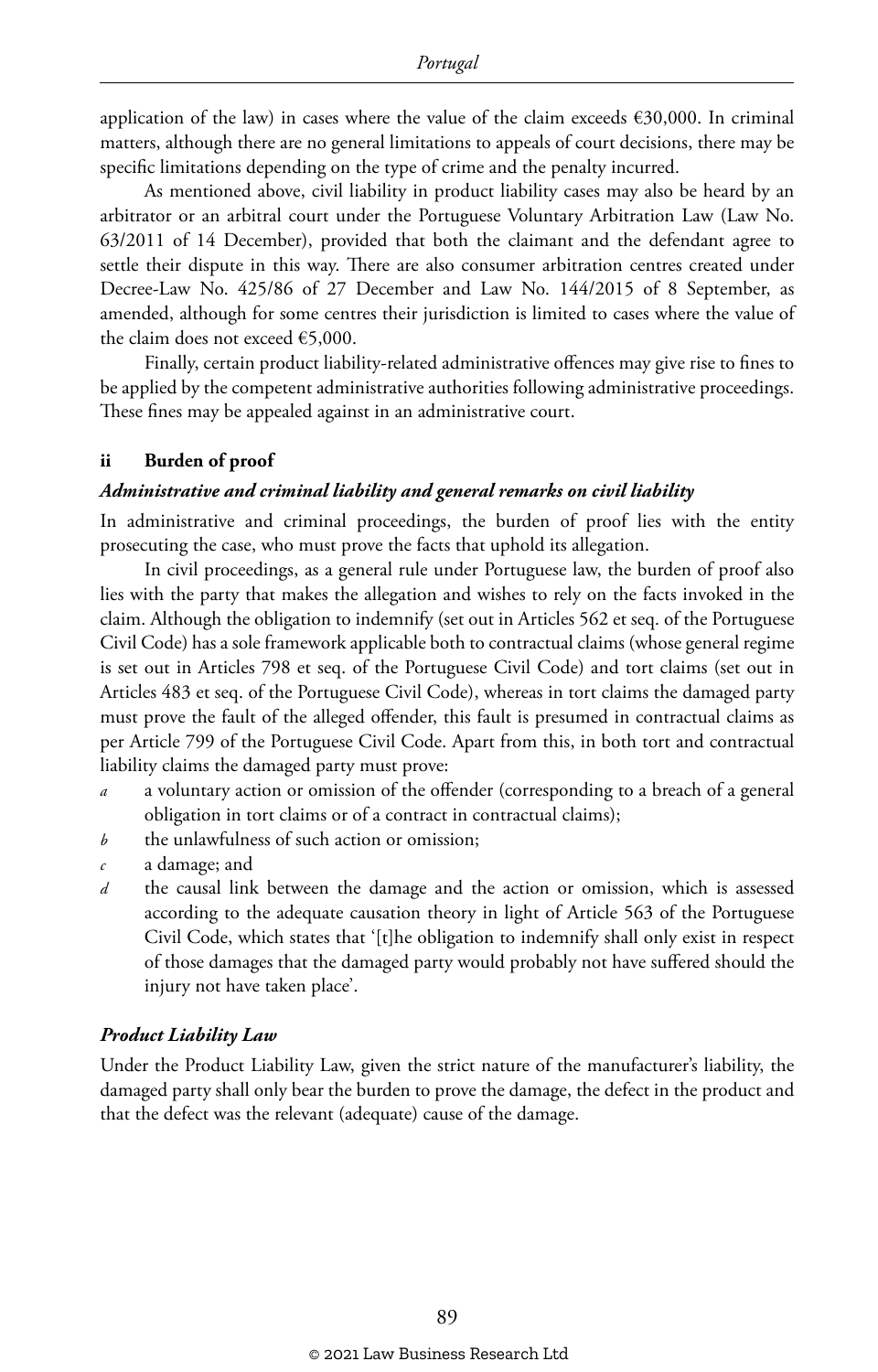application of the law) in cases where the value of the claim exceeds €30,000. In criminal matters, although there are no general limitations to appeals of court decisions, there may be specific limitations depending on the type of crime and the penalty incurred.

As mentioned above, civil liability in product liability cases may also be heard by an arbitrator or an arbitral court under the Portuguese Voluntary Arbitration Law (Law No. 63/2011 of 14 December), provided that both the claimant and the defendant agree to settle their dispute in this way. There are also consumer arbitration centres created under Decree-Law No. 425/86 of 27 December and Law No. 144/2015 of 8 September, as amended, although for some centres their jurisdiction is limited to cases where the value of the claim does not exceed €5,000.

Finally, certain product liability-related administrative offences may give rise to fines to be applied by the competent administrative authorities following administrative proceedings. These fines may be appealed against in an administrative court.

### ii Burden of proof

#### *Administrative and criminal liability and general remarks on civil liability*

In administrative and criminal proceedings, the burden of proof lies with the entity prosecuting the case, who must prove the facts that uphold its allegation.

In civil proceedings, as a general rule under Portuguese law, the burden of proof also lies with the party that makes the allegation and wishes to rely on the facts invoked in the claim. Although the obligation to indemnify (set out in Articles 562 et seq. of the Portuguese Civil Code) has a sole framework applicable both to contractual claims (whose general regime is set out in Articles 798 et seq. of the Portuguese Civil Code) and tort claims (set out in Articles 483 et seq. of the Portuguese Civil Code), whereas in tort claims the damaged party must prove the fault of the alleged offender, this fault is presumed in contractual claims as per Article 799 of the Portuguese Civil Code. Apart from this, in both tort and contractual liability claims the damaged party must prove:

- *a* a voluntary action or omission of the offender (corresponding to a breach of a general obligation in tort claims or of a contract in contractual claims);
- *b* the unlawfulness of such action or omission;
- *c* a damage; and
- *d* the causal link between the damage and the action or omission, which is assessed according to the adequate causation theory in light of Article 563 of the Portuguese Civil Code, which states that '[t]he obligation to indemnify shall only exist in respect of those damages that the damaged party would probably not have suffered should the injury not have taken place'.

#### *Product Liability Law*

Under the Product Liability Law, given the strict nature of the manufacturer's liability, the damaged party shall only bear the burden to prove the damage, the defect in the product and that the defect was the relevant (adequate) cause of the damage.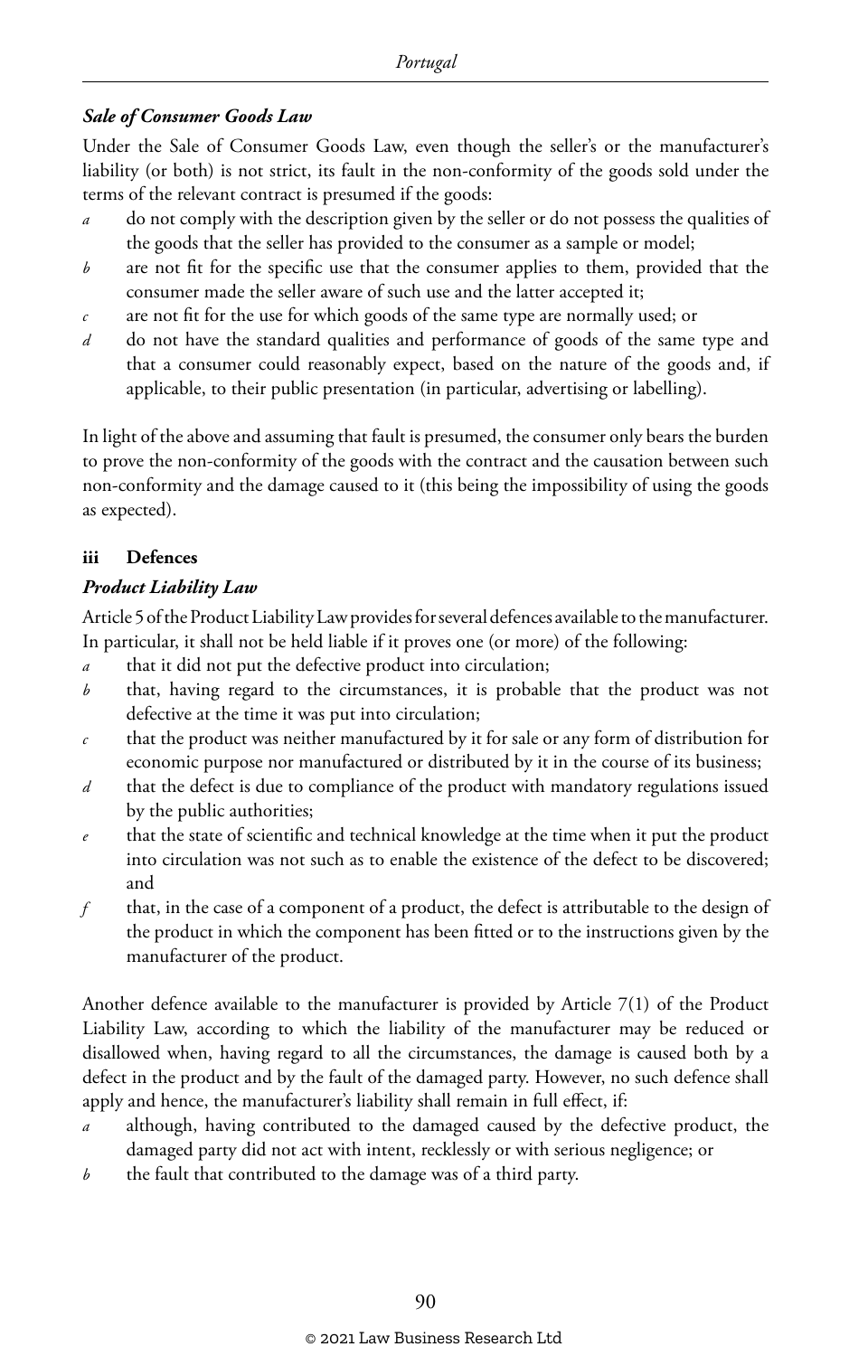*Sale of Consumer Goods Law*

Under the Sale of Consumer Goods Law, even though the seller's or the manufacturer's liability (or both) is not strict, its fault in the non-conformity of the goods sold under the terms of the relevant contract is presumed if the goods:

- *a* do not comply with the description given by the seller or do not possess the qualities of the goods that the seller has provided to the consumer as a sample or model;
- *b* are not fit for the specific use that the consumer applies to them, provided that the consumer made the seller aware of such use and the latter accepted it;
- *c* are not fit for the use for which goods of the same type are normally used; or
- *d* do not have the standard qualities and performance of goods of the same type and that a consumer could reasonably expect, based on the nature of the goods and, if applicable, to their public presentation (in particular, advertising or labelling).

In light of the above and assuming that fault is presumed, the consumer only bears the burden to prove the non-conformity of the goods with the contract and the causation between such non-conformity and the damage caused to it (this being the impossibility of using the goods as expected).

### iii Defences

*Product Liability Law*

Article 5 of the Product Liability Law provides for several defences available to the manufacturer. In particular, it shall not be held liable if it proves one (or more) of the following:

- *a* that it did not put the defective product into circulation;
- *b* that, having regard to the circumstances, it is probable that the product was not defective at the time it was put into circulation;
- *c* that the product was neither manufactured by it for sale or any form of distribution for economic purpose nor manufactured or distributed by it in the course of its business;
- *d* that the defect is due to compliance of the product with mandatory regulations issued by the public authorities;
- *e* that the state of scientific and technical knowledge at the time when it put the product into circulation was not such as to enable the existence of the defect to be discovered; and
- *f* that, in the case of a component of a product, the defect is attributable to the design of the product in which the component has been fitted or to the instructions given by the manufacturer of the product.

Another defence available to the manufacturer is provided by Article 7(1) of the Product Liability Law, according to which the liability of the manufacturer may be reduced or disallowed when, having regard to all the circumstances, the damage is caused both by a defect in the product and by the fault of the damaged party. However, no such defence shall apply and hence, the manufacturer's liability shall remain in full effect, if:

- *a* although, having contributed to the damaged caused by the defective product, the damaged party did not act with intent, recklessly or with serious negligence; or
- *b* the fault that contributed to the damage was of a third party.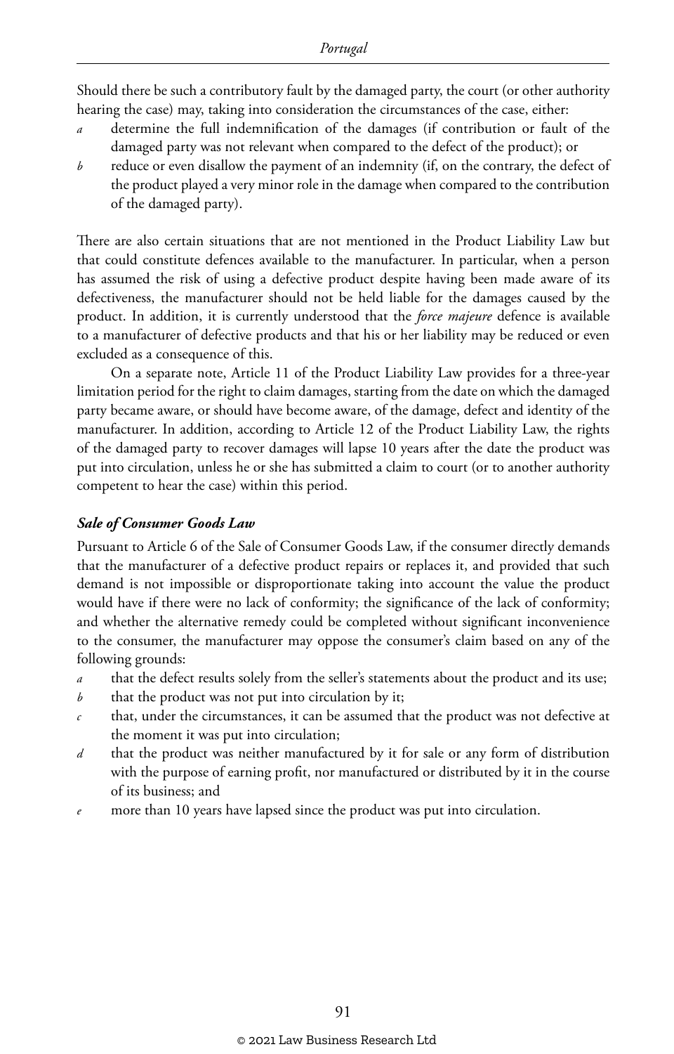Should there be such a contributory fault by the damaged party, the court (or other authority hearing the case) may, taking into consideration the circumstances of the case, either:

*a* determine the full indemnification of the damages (if contribution or fault of the damaged party was not relevant when compared to the defect of the product); or

*b* reduce or even disallow the payment of an indemnity (if, on the contrary, the defect of the product played a very minor role in the damage when compared to the contribution of the damaged party).

There are also certain situations that are not mentioned in the Product Liability Law but that could constitute defences available to the manufacturer. In particular, when a person has assumed the risk of using a defective product despite having been made aware of its defectiveness, the manufacturer should not be held liable for the damages caused by the product. In addition, it is currently understood that the *force majeure* defence is available to a manufacturer of defective products and that his or her liability may be reduced or even excluded as a consequence of this.

On a separate note, Article 11 of the Product Liability Law provides for a three-year limitation period for the right to claim damages, starting from the date on which the damaged party became aware, or should have become aware, of the damage, defect and identity of the manufacturer. In addition, according to Article 12 of the Product Liability Law, the rights of the damaged party to recover damages will lapse 10 years after the date the product was put into circulation, unless he or she has submitted a claim to court (or to another authority competent to hear the case) within this period.

### *Sale of Consumer Goods Law*

Pursuant to Article 6 of the Sale of Consumer Goods Law, if the consumer directly demands that the manufacturer of a defective product repairs or replaces it, and provided that such demand is not impossible or disproportionate taking into account the value the product would have if there were no lack of conformity; the significance of the lack of conformity; and whether the alternative remedy could be completed without significant inconvenience to the consumer, the manufacturer may oppose the consumer's claim based on any of the following grounds:

*a* that the defect results solely from the seller's statements about the product and its use;

*b* that the product was not put into circulation by it;

*c* that, under the circumstances, it can be assumed that the product was not defective at the moment it was put into circulation;

*d* that the product was neither manufactured by it for sale or any form of distribution with the purpose of earning profit, nor manufactured or distributed by it in the course of its business; and

*e* more than 10 years have lapsed since the product was put into circulation.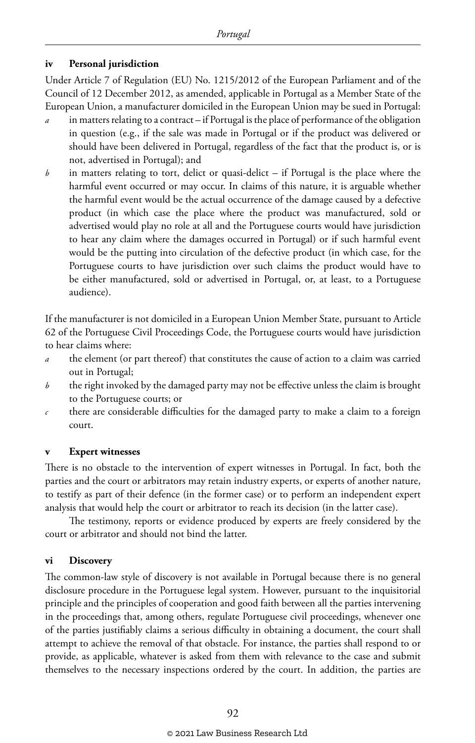### iv Personal jurisdiction

Under Article 7 of Regulation (EU) No. 1215/2012 of the European Parliament and of the Council of 12 December 2012, as amended, applicable in Portugal as a Member State of the European Union, a manufacturer domiciled in the European Union may be sued in Portugal:

*a* in matters relating to a contract – if Portugal is the place of performance of the obligation in question (e.g., if the sale was made in Portugal or if the product was delivered or should have been delivered in Portugal, regardless of the fact that the product is, or is not, advertised in Portugal); and

*b* in matters relating to tort, delict or quasi-delict – if Portugal is the place where the harmful event occurred or may occur. In claims of this nature, it is arguable whether the harmful event would be the actual occurrence of the damage caused by a defective product (in which case the place where the product was manufactured, sold or advertised would play no role at all and the Portuguese courts would have jurisdiction to hear any claim where the damages occurred in Portugal) or if such harmful event would be the putting into circulation of the defective product (in which case, for the Portuguese courts to have jurisdiction over such claims the product would have to be either manufactured, sold or advertised in Portugal, or, at least, to a Portuguese audience).

If the manufacturer is not domiciled in a European Union Member State, pursuant to Article 62 of the Portuguese Civil Proceedings Code, the Portuguese courts would have jurisdiction to hear claims where:

*a* the element (or part thereof) that constitutes the cause of action to a claim was carried out in Portugal;

*b* the right invoked by the damaged party may not be effective unless the claim is brought to the Portuguese courts; or

*c* there are considerable difficulties for the damaged party to make a claim to a foreign court.

### v Expert witnesses

There is no obstacle to the intervention of expert witnesses in Portugal. In fact, both the parties and the court or arbitrators may retain industry experts, or experts of another nature, to testify as part of their defence (in the former case) or to perform an independent expert analysis that would help the court or arbitrator to reach its decision (in the latter case).

The testimony, reports or evidence produced by experts are freely considered by the court or arbitrator and should not bind the latter.

### vi Discovery

The common-law style of discovery is not available in Portugal because there is no general disclosure procedure in the Portuguese legal system. However, pursuant to the inquisitorial principle and the principles of cooperation and good faith between all the parties intervening in the proceedings that, among others, regulate Portuguese civil proceedings, whenever one of the parties justifiably claims a serious difficulty in obtaining a document, the court shall attempt to achieve the removal of that obstacle. For instance, the parties shall respond to or provide, as applicable, whatever is asked from them with relevance to the case and submit themselves to the necessary inspections ordered by the court. In addition, the parties are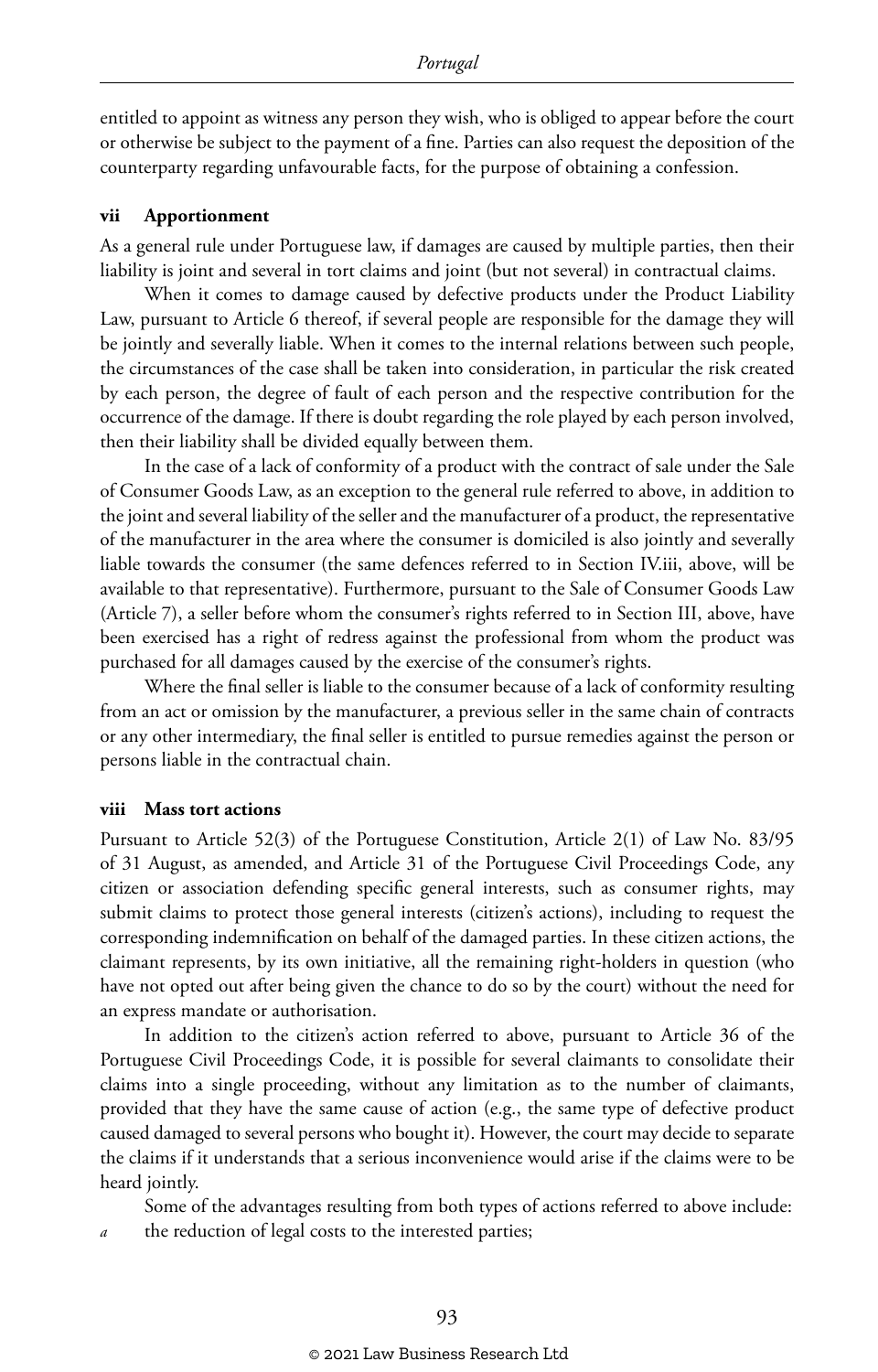entitled to appoint as witness any person they wish, who is obliged to appear before the court or otherwise be subject to the payment of a fine. Parties can also request the deposition of the counterparty regarding unfavourable facts, for the purpose of obtaining a confession.

### vii Apportionment

As a general rule under Portuguese law, if damages are caused by multiple parties, then their liability is joint and several in tort claims and joint (but not several) in contractual claims.

When it comes to damage caused by defective products under the Product Liability Law, pursuant to Article 6 thereof, if several people are responsible for the damage they will be jointly and severally liable. When it comes to the internal relations between such people, the circumstances of the case shall be taken into consideration, in particular the risk created by each person, the degree of fault of each person and the respective contribution for the occurrence of the damage. If there is doubt regarding the role played by each person involved, then their liability shall be divided equally between them.

In the case of a lack of conformity of a product with the contract of sale under the Sale of Consumer Goods Law, as an exception to the general rule referred to above, in addition to the joint and several liability of the seller and the manufacturer of a product, the representative of the manufacturer in the area where the consumer is domiciled is also jointly and severally liable towards the consumer (the same defences referred to in Section IV.iii, above, will be available to that representative). Furthermore, pursuant to the Sale of Consumer Goods Law (Article 7), a seller before whom the consumer's rights referred to in Section III, above, have been exercised has a right of redress against the professional from whom the product was purchased for all damages caused by the exercise of the consumer's rights.

Where the final seller is liable to the consumer because of a lack of conformity resulting from an act or omission by the manufacturer, a previous seller in the same chain of contracts or any other intermediary, the final seller is entitled to pursue remedies against the person or persons liable in the contractual chain.

### viii Mass tort actions

Pursuant to Article 52(3) of the Portuguese Constitution, Article 2(1) of Law No. 83/95 of 31 August, as amended, and Article 31 of the Portuguese Civil Proceedings Code, any citizen or association defending specific general interests, such as consumer rights, may submit claims to protect those general interests (citizen's actions), including to request the corresponding indemnification on behalf of the damaged parties. In these citizen actions, the claimant represents, by its own initiative, all the remaining right-holders in question (who have not opted out after being given the chance to do so by the court) without the need for an express mandate or authorisation.

In addition to the citizen's action referred to above, pursuant to Article 36 of the Portuguese Civil Proceedings Code, it is possible for several claimants to consolidate their claims into a single proceeding, without any limitation as to the number of claimants, provided that they have the same cause of action (e.g., the same type of defective product caused damaged to several persons who bought it). However, the court may decide to separate the claims if it understands that a serious inconvenience would arise if the claims were to be heard jointly.

Some of the advantages resulting from both types of actions referred to above include:

*a* the reduction of legal costs to the interested parties;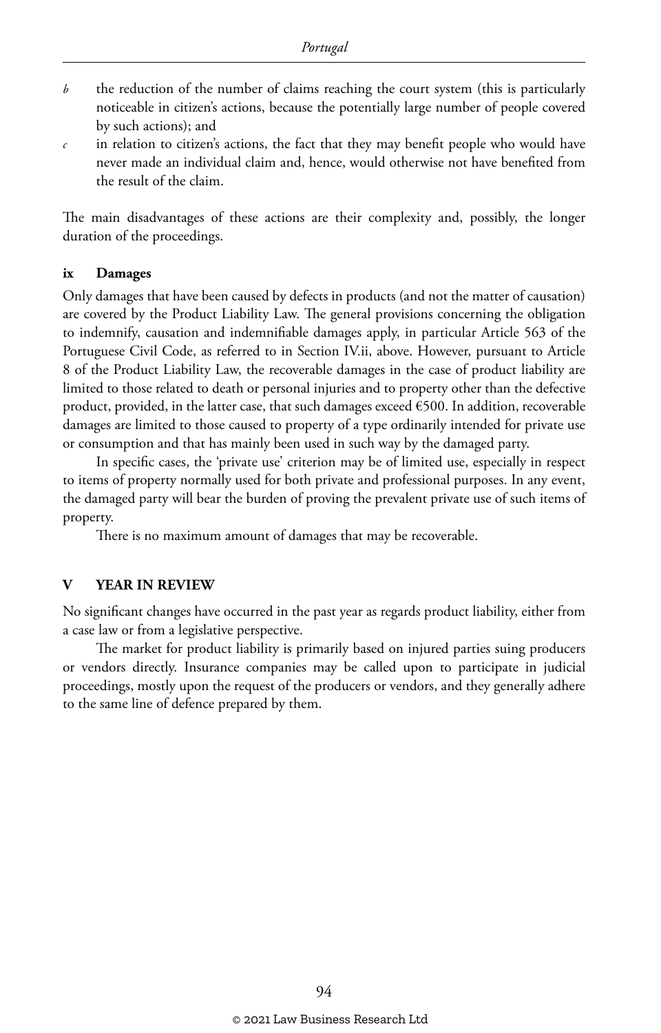*b* the reduction of the number of claims reaching the court system (this is particularly noticeable in citizen's actions, because the potentially large number of people covered by such actions); and

*c* in relation to citizen's actions, the fact that they may benefit people who would have never made an individual claim and, hence, would otherwise not have benefited from the result of the claim.

The main disadvantages of these actions are their complexity and, possibly, the longer duration of the proceedings.

### ix Damages

Only damages that have been caused by defects in products (and not the matter of causation) are covered by the Product Liability Law. The general provisions concerning the obligation to indemnify, causation and indemnifiable damages apply, in particular Article 563 of the Portuguese Civil Code, as referred to in Section IV.ii, above. However, pursuant to Article 8 of the Product Liability Law, the recoverable damages in the case of product liability are limited to those related to death or personal injuries and to property other than the defective product, provided, in the latter case, that such damages exceed €500. In addition, recoverable damages are limited to those caused to property of a type ordinarily intended for private use or consumption and that has mainly been used in such way by the damaged party.

In specific cases, the 'private use' criterion may be of limited use, especially in respect to items of property normally used for both private and professional purposes. In any event, the damaged party will bear the burden of proving the prevalent private use of such items of property.

There is no maximum amount of damages that may be recoverable.

## V YEAR IN REVIEW

No significant changes have occurred in the past year as regards product liability, either from a case law or from a legislative perspective.

The market for product liability is primarily based on injured parties suing producers or vendors directly. Insurance companies may be called upon to participate in judicial proceedings, mostly upon the request of the producers or vendors, and they generally adhere to the same line of defence prepared by them.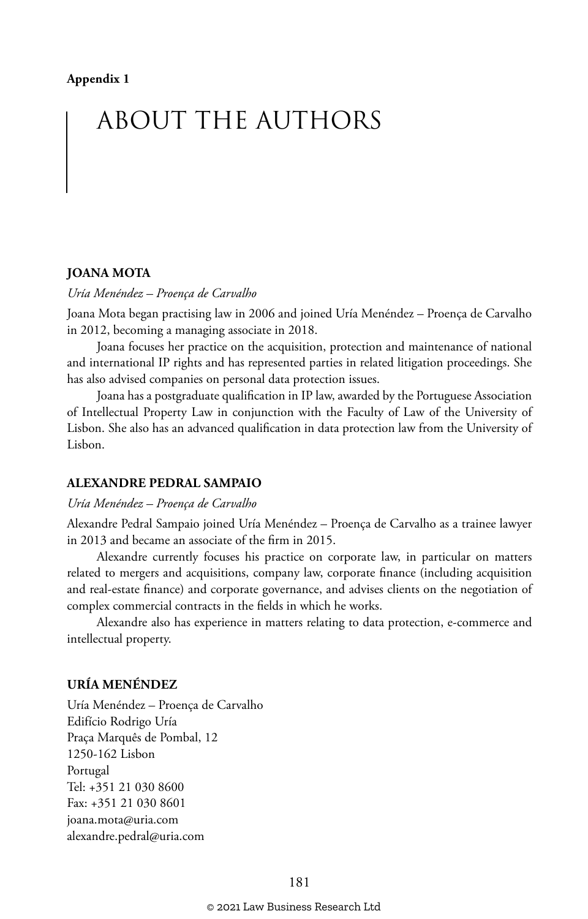**Appendix 1**

# ABOUT THE AUTHORS

## JOANA MOTA

*Uría Menéndez – Proença de Carvalho*

Joana Mota began practising law in 2006 and joined Uría Menéndez – Proença de Carvalho in 2012, becoming a managing associate in 2018.

Joana focuses her practice on the acquisition, protection and maintenance of national and international IP rights and has represented parties in related litigation proceedings. She has also advised companies on personal data protection issues.

Joana has a postgraduate qualification in IP law, awarded by the Portuguese Association of Intellectual Property Law in conjunction with the Faculty of Law of the University of Lisbon. She also has an advanced qualification in data protection law from the University of Lisbon.

## ALEXANDRE PEDRAL SAMPAIO

*Uría Menéndez – Proença de Carvalho*

Alexandre Pedral Sampaio joined Uría Menéndez – Proença de Carvalho as a trainee lawyer in 2013 and became an associate of the firm in 2015.

Alexandre currently focuses his practice on corporate law, in particular on matters related to mergers and acquisitions, company law, corporate finance (including acquisition and real-estate finance) and corporate governance, and advises clients on the negotiation of complex commercial contracts in the fields in which he works.

Alexandre also has experience in matters relating to data protection, e-commerce and intellectual property.

## URÍA MENÉNDEZ

Uría Menéndez – Proença de Carvalho
Edifício Rodrigo Uría
Praça Marquês de Pombal, 12
1250-162 Lisbon
Portugal
Tel: +351 21 030 8600
Fax: +351 21 030 8601
joana.mota@uria.com
alexandre.pedral@uria.com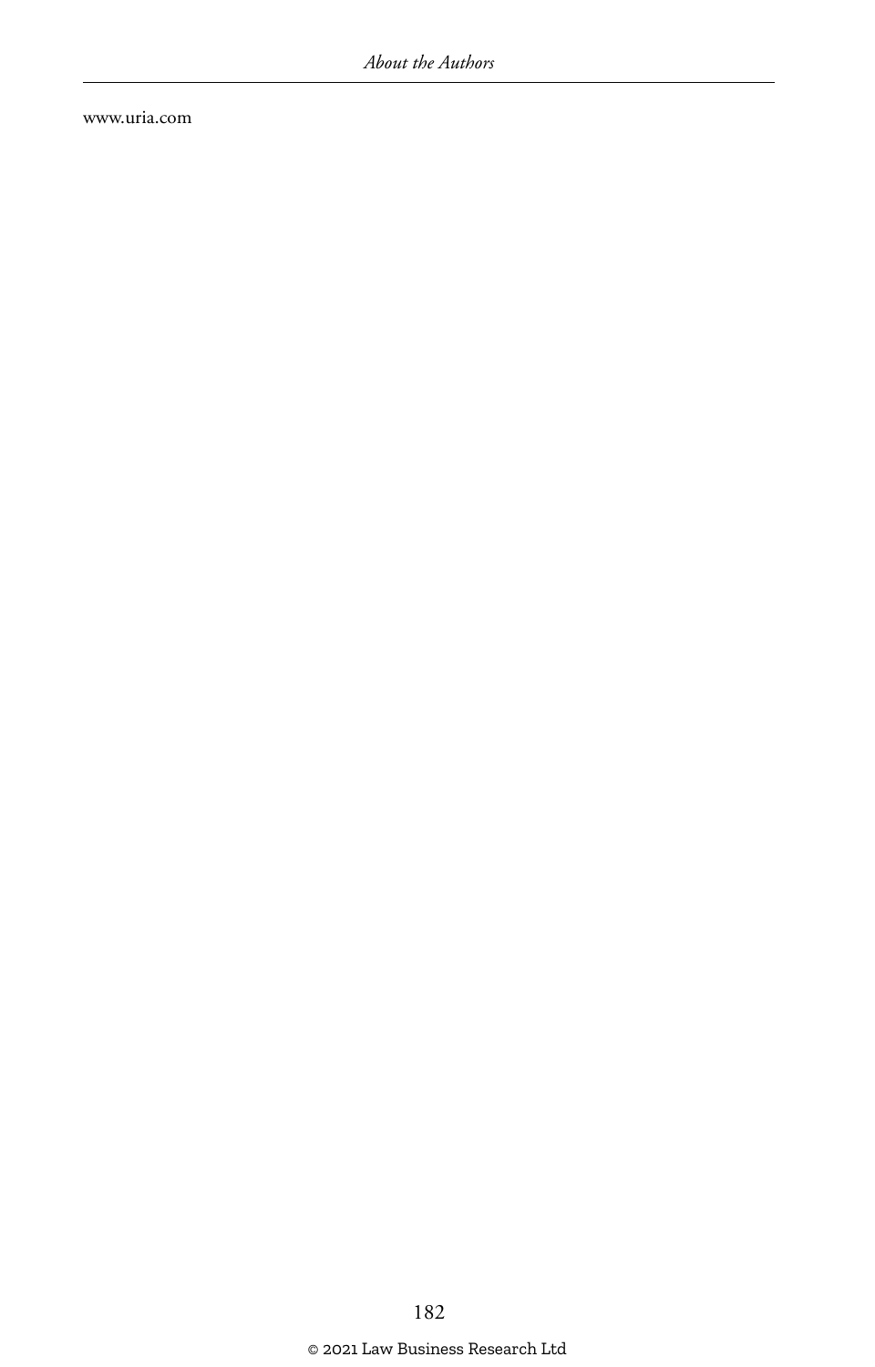www.uria.com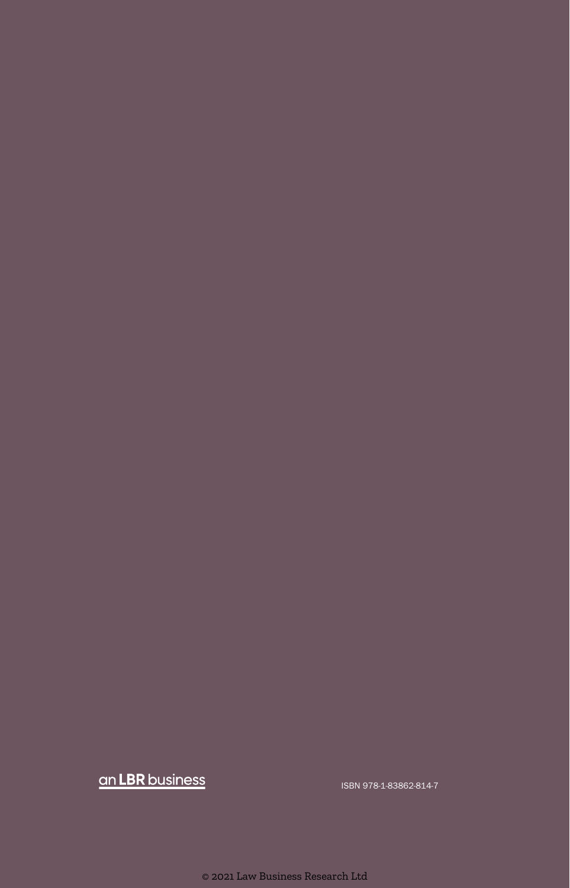an LBR business

ISBN 978-1-83862-814-7

© 2021 Law Business Research Ltd